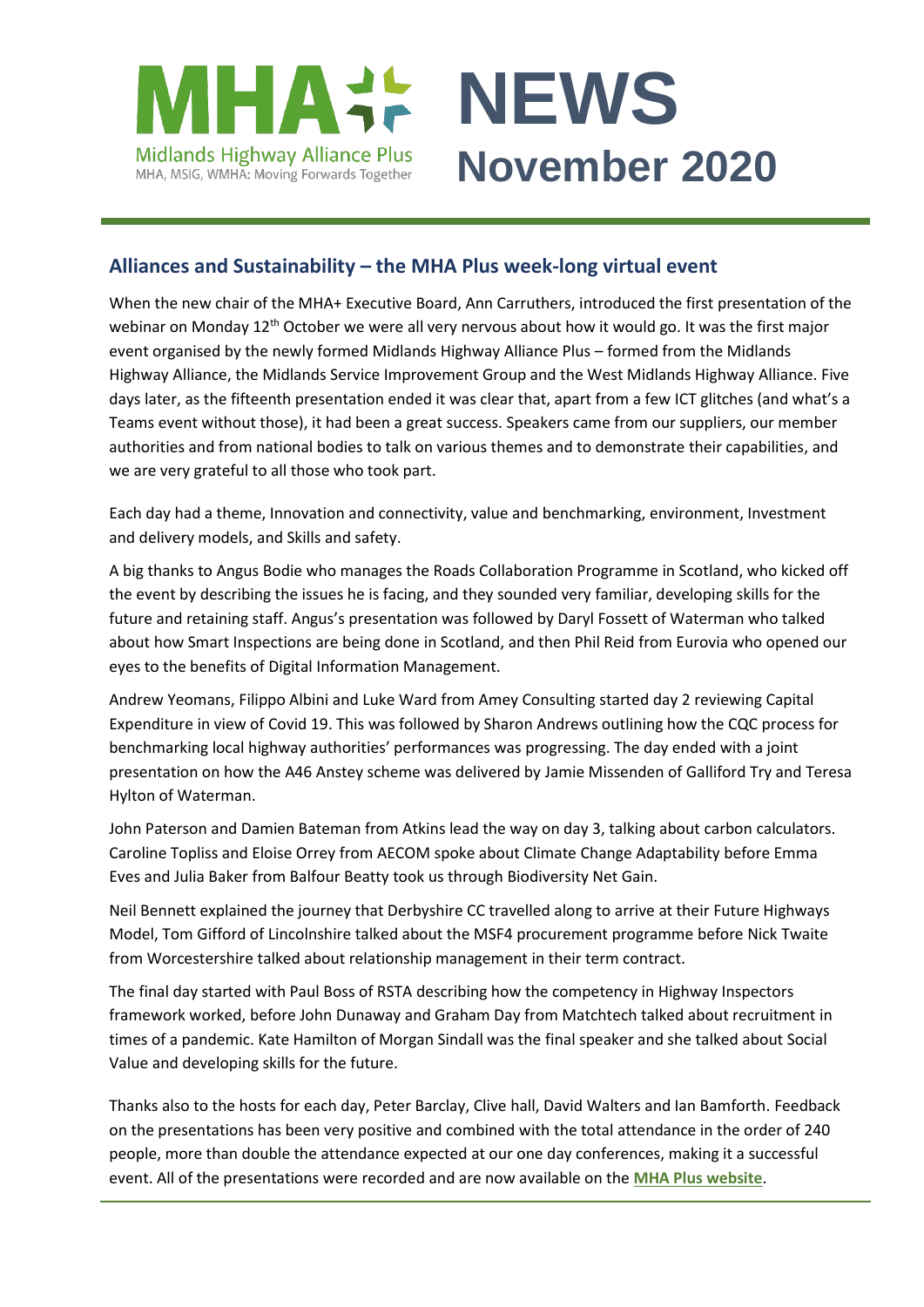# MHA NEWS November 2020

Midlands Highway Alliance Plus
MHA, MSIG, WMHA: Moving Forwards Together

## Alliances and Sustainability – the MHA Plus week-long virtual event

When the new chair of the MHA+ Executive Board, Ann Carruthers, introduced the first presentation of the webinar on Monday 12th October we were all very nervous about how it would go. It was the first major event organised by the newly formed Midlands Highway Alliance Plus – formed from the Midlands Highway Alliance, the Midlands Service Improvement Group and the West Midlands Highway Alliance. Five days later, as the fifteenth presentation ended it was clear that, apart from a few ICT glitches (and what's a Teams event without those), it had been a great success. Speakers came from our suppliers, our member authorities and from national bodies to talk on various themes and to demonstrate their capabilities, and we are very grateful to all those who took part.

Each day had a theme, Innovation and connectivity, value and benchmarking, environment, Investment and delivery models, and Skills and safety.

A big thanks to Angus Bodie who manages the Roads Collaboration Programme in Scotland, who kicked off the event by describing the issues he is facing, and they sounded very familiar, developing skills for the future and retaining staff. Angus's presentation was followed by Daryl Fossett of Waterman who talked about how Smart Inspections are being done in Scotland, and then Phil Reid from Eurovia who opened our eyes to the benefits of Digital Information Management.

Andrew Yeomans, Filippo Albini and Luke Ward from Amey Consulting started day 2 reviewing Capital Expenditure in view of Covid 19. This was followed by Sharon Andrews outlining how the CQC process for benchmarking local highway authorities' performances was progressing. The day ended with a joint presentation on how the A46 Anstey scheme was delivered by Jamie Missenden of Galliford Try and Teresa Hylton of Waterman.

John Paterson and Damien Bateman from Atkins lead the way on day 3, talking about carbon calculators. Caroline Topliss and Eloise Orrey from AECOM spoke about Climate Change Adaptability before Emma Eves and Julia Baker from Balfour Beatty took us through Biodiversity Net Gain.

Neil Bennett explained the journey that Derbyshire CC travelled along to arrive at their Future Highways Model, Tom Gifford of Lincolnshire talked about the MSF4 procurement programme before Nick Twaite from Worcestershire talked about relationship management in their term contract.

The final day started with Paul Boss of RSTA describing how the competency in Highway Inspectors framework worked, before John Dunaway and Graham Day from Matchtech talked about recruitment in times of a pandemic. Kate Hamilton of Morgan Sindall was the final speaker and she talked about Social Value and developing skills for the future.

Thanks also to the hosts for each day, Peter Barclay, Clive hall, David Walters and Ian Bamforth. Feedback on the presentations has been very positive and combined with the total attendance in the order of 240 people, more than double the attendance expected at our one day conferences, making it a successful event. All of the presentations were recorded and are now available on the **MHA Plus website**.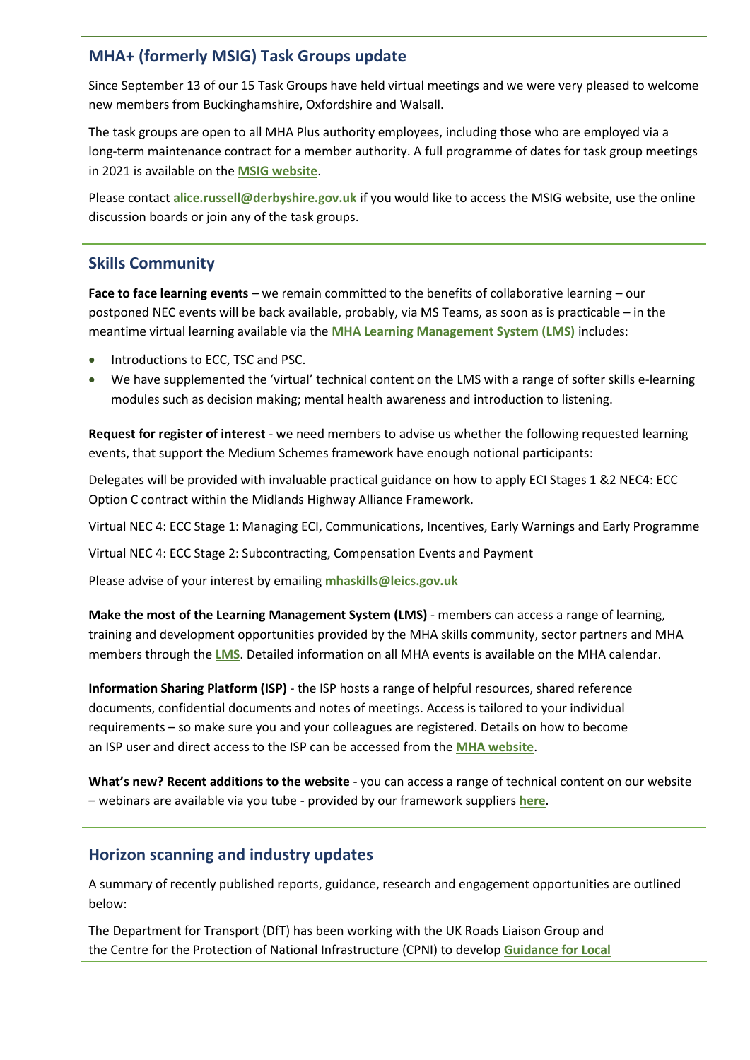## MHA+ (formerly MSIG) Task Groups update

Since September 13 of our 15 Task Groups have held virtual meetings and we were very pleased to welcome new members from Buckinghamshire, Oxfordshire and Walsall.

The task groups are open to all MHA Plus authority employees, including those who are employed via a long-term maintenance contract for a member authority. A full programme of dates for task group meetings in 2021 is available on the **MSIG website**.

Please contact **alice.russell@derbyshire.gov.uk** if you would like to access the MSIG website, use the online discussion boards or join any of the task groups.

## Skills Community

**Face to face learning events** – we remain committed to the benefits of collaborative learning – our postponed NEC events will be back available, probably, via MS Teams, as soon as is practicable – in the meantime virtual learning available via the **MHA Learning Management System (LMS)** includes:

- Introductions to ECC, TSC and PSC.
- We have supplemented the 'virtual' technical content on the LMS with a range of softer skills e-learning modules such as decision making; mental health awareness and introduction to listening.

**Request for register of interest** - we need members to advise us whether the following requested learning events, that support the Medium Schemes framework have enough notional participants:

Delegates will be provided with invaluable practical guidance on how to apply ECI Stages 1 &2 NEC4: ECC Option C contract within the Midlands Highway Alliance Framework.

Virtual NEC 4: ECC Stage 1: Managing ECI, Communications, Incentives, Early Warnings and Early Programme

Virtual NEC 4: ECC Stage 2: Subcontracting, Compensation Events and Payment

Please advise of your interest by emailing **mhaskills@leics.gov.uk**

**Make the most of the Learning Management System (LMS)** - members can access a range of learning, training and development opportunities provided by the MHA skills community, sector partners and MHA members through the **LMS**. Detailed information on all MHA events is available on the MHA calendar.

**Information Sharing Platform (ISP)** - the ISP hosts a range of helpful resources, shared reference documents, confidential documents and notes of meetings. Access is tailored to your individual requirements – so make sure you and your colleagues are registered. Details on how to become an ISP user and direct access to the ISP can be accessed from the **MHA website**.

**What's new? Recent additions to the website** - you can access a range of technical content on our website – webinars are available via you tube - provided by our framework suppliers **here**.

## Horizon scanning and industry updates

A summary of recently published reports, guidance, research and engagement opportunities are outlined below:

The Department for Transport (DfT) has been working with the UK Roads Liaison Group and the Centre for the Protection of National Infrastructure (CPNI) to develop **Guidance for Local**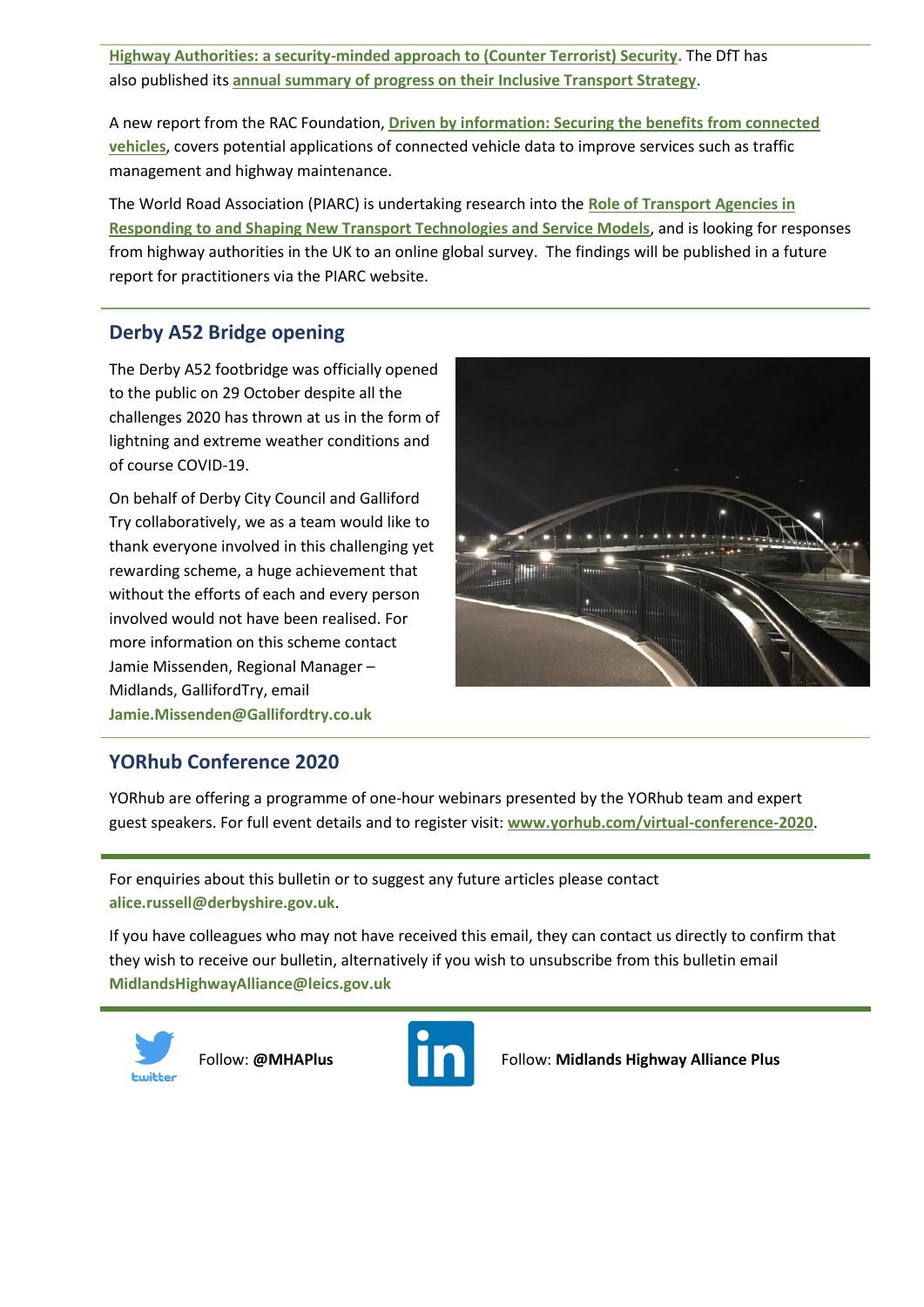**Highway Authorities: a security-minded approach to (Counter Terrorist) Security**. The DfT has also published its **annual summary of progress on their Inclusive Transport Strategy**.

A new report from the RAC Foundation, **Driven by information: Securing the benefits from connected vehicles**, covers potential applications of connected vehicle data to improve services such as traffic management and highway maintenance.

The World Road Association (PIARC) is undertaking research into the **Role of Transport Agencies in Responding to and Shaping New Transport Technologies and Service Models**, and is looking for responses from highway authorities in the UK to an online global survey. The findings will be published in a future report for practitioners via the PIARC website.

## Derby A52 Bridge opening

The Derby A52 footbridge was officially opened to the public on 29 October despite all the challenges 2020 has thrown at us in the form of lightning and extreme weather conditions and of course COVID-19.

On behalf of Derby City Council and Galliford Try collaboratively, we as a team would like to thank everyone involved in this challenging yet rewarding scheme, a huge achievement that without the efforts of each and every person involved would not have been realised. For more information on this scheme contact Jamie Missenden, Regional Manager – Midlands, GallifordTry, email **Jamie.Missenden@Gallifordtry.co.uk**

## YORhub Conference 2020

YORhub are offering a programme of one-hour webinars presented by the YORhub team and expert guest speakers. For full event details and to register visit: **www.yorhub.com/virtual-conference-2020**.

For enquiries about this bulletin or to suggest any future articles please contact **alice.russell@derbyshire.gov.uk**.

If you have colleagues who may not have received this email, they can contact us directly to confirm that they wish to receive our bulletin, alternatively if you wish to unsubscribe from this bulletin email **MidlandsHighwayAlliance@leics.gov.uk**

Follow: **@MHAPlus**

Follow: **Midlands Highway Alliance Plus**